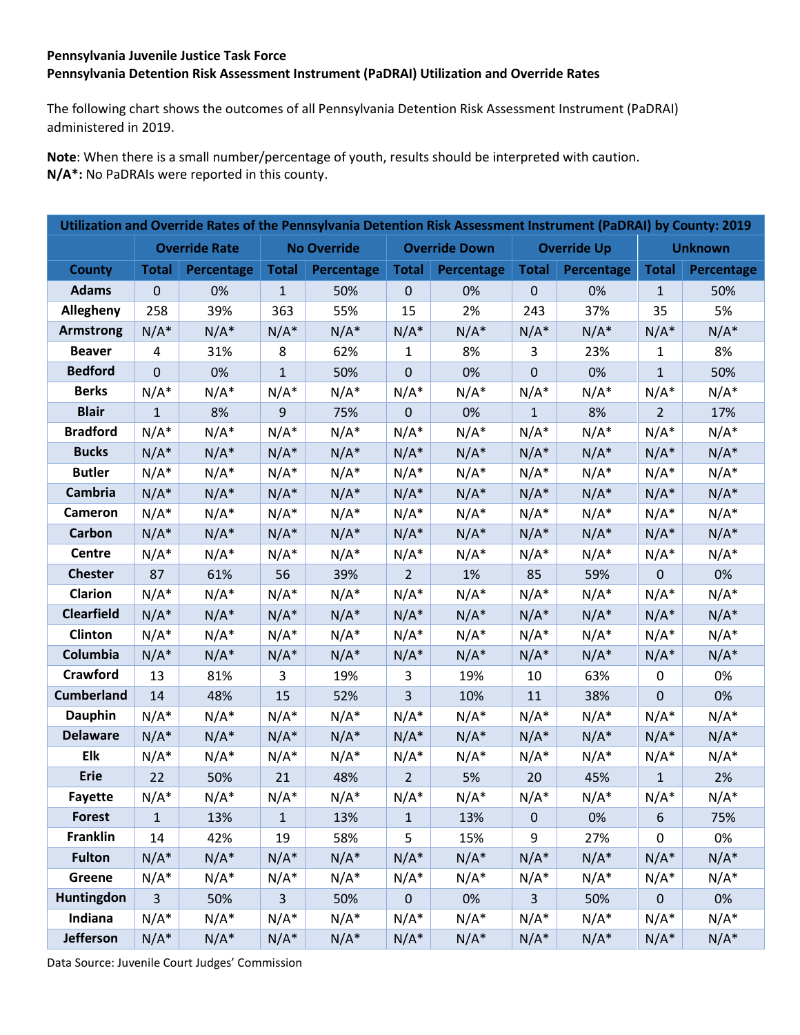**Pennsylvania Juvenile Justice Task Force**
**Pennsylvania Detention Risk Assessment Instrument (PaDRAI) Utilization and Override Rates**

The following chart shows the outcomes of all Pennsylvania Detention Risk Assessment Instrument (PaDRAI) administered in 2019.

**Note**: When there is a small number/percentage of youth, results should be interpreted with caution.
**N/A*:** No PaDRAIs were reported in this county.

| Utilization and Override Rates of the Pennsylvania Detention Risk Assessment Instrument (PaDRAI) by County: 2019 | | | | | | | | | | |
|---|---|---|---|---|---|---|---|---|---|---|
| | Override Rate | | No Override | | Override Down | | Override Up | | Unknown | |
| County | Total | Percentage | Total | Percentage | Total | Percentage | Total | Percentage | Total | Percentage |
| Adams | 0 | 0% | 1 | 50% | 0 | 0% | 0 | 0% | 1 | 50% |
| Allegheny | 258 | 39% | 363 | 55% | 15 | 2% | 243 | 37% | 35 | 5% |
| Armstrong | N/A* | N/A* | N/A* | N/A* | N/A* | N/A* | N/A* | N/A* | N/A* | N/A* |
| Beaver | 4 | 31% | 8 | 62% | 1 | 8% | 3 | 23% | 1 | 8% |
| Bedford | 0 | 0% | 1 | 50% | 0 | 0% | 0 | 0% | 1 | 50% |
| Berks | N/A* | N/A* | N/A* | N/A* | N/A* | N/A* | N/A* | N/A* | N/A* | N/A* |
| Blair | 1 | 8% | 9 | 75% | 0 | 0% | 1 | 8% | 2 | 17% |
| Bradford | N/A* | N/A* | N/A* | N/A* | N/A* | N/A* | N/A* | N/A* | N/A* | N/A* |
| Bucks | N/A* | N/A* | N/A* | N/A* | N/A* | N/A* | N/A* | N/A* | N/A* | N/A* |
| Butler | N/A* | N/A* | N/A* | N/A* | N/A* | N/A* | N/A* | N/A* | N/A* | N/A* |
| Cambria | N/A* | N/A* | N/A* | N/A* | N/A* | N/A* | N/A* | N/A* | N/A* | N/A* |
| Cameron | N/A* | N/A* | N/A* | N/A* | N/A* | N/A* | N/A* | N/A* | N/A* | N/A* |
| Carbon | N/A* | N/A* | N/A* | N/A* | N/A* | N/A* | N/A* | N/A* | N/A* | N/A* |
| Centre | N/A* | N/A* | N/A* | N/A* | N/A* | N/A* | N/A* | N/A* | N/A* | N/A* |
| Chester | 87 | 61% | 56 | 39% | 2 | 1% | 85 | 59% | 0 | 0% |
| Clarion | N/A* | N/A* | N/A* | N/A* | N/A* | N/A* | N/A* | N/A* | N/A* | N/A* |
| Clearfield | N/A* | N/A* | N/A* | N/A* | N/A* | N/A* | N/A* | N/A* | N/A* | N/A* |
| Clinton | N/A* | N/A* | N/A* | N/A* | N/A* | N/A* | N/A* | N/A* | N/A* | N/A* |
| Columbia | N/A* | N/A* | N/A* | N/A* | N/A* | N/A* | N/A* | N/A* | N/A* | N/A* |
| Crawford | 13 | 81% | 3 | 19% | 3 | 19% | 10 | 63% | 0 | 0% |
| Cumberland | 14 | 48% | 15 | 52% | 3 | 10% | 11 | 38% | 0 | 0% |
| Dauphin | N/A* | N/A* | N/A* | N/A* | N/A* | N/A* | N/A* | N/A* | N/A* | N/A* |
| Delaware | N/A* | N/A* | N/A* | N/A* | N/A* | N/A* | N/A* | N/A* | N/A* | N/A* |
| Elk | N/A* | N/A* | N/A* | N/A* | N/A* | N/A* | N/A* | N/A* | N/A* | N/A* |
| Erie | 22 | 50% | 21 | 48% | 2 | 5% | 20 | 45% | 1 | 2% |
| Fayette | N/A* | N/A* | N/A* | N/A* | N/A* | N/A* | N/A* | N/A* | N/A* | N/A* |
| Forest | 1 | 13% | 1 | 13% | 1 | 13% | 0 | 0% | 6 | 75% |
| Franklin | 14 | 42% | 19 | 58% | 5 | 15% | 9 | 27% | 0 | 0% |
| Fulton | N/A* | N/A* | N/A* | N/A* | N/A* | N/A* | N/A* | N/A* | N/A* | N/A* |
| Greene | N/A* | N/A* | N/A* | N/A* | N/A* | N/A* | N/A* | N/A* | N/A* | N/A* |
| Huntingdon | 3 | 50% | 3 | 50% | 0 | 0% | 3 | 50% | 0 | 0% |
| Indiana | N/A* | N/A* | N/A* | N/A* | N/A* | N/A* | N/A* | N/A* | N/A* | N/A* |
| Jefferson | N/A* | N/A* | N/A* | N/A* | N/A* | N/A* | N/A* | N/A* | N/A* | N/A* |

Data Source: Juvenile Court Judges' Commission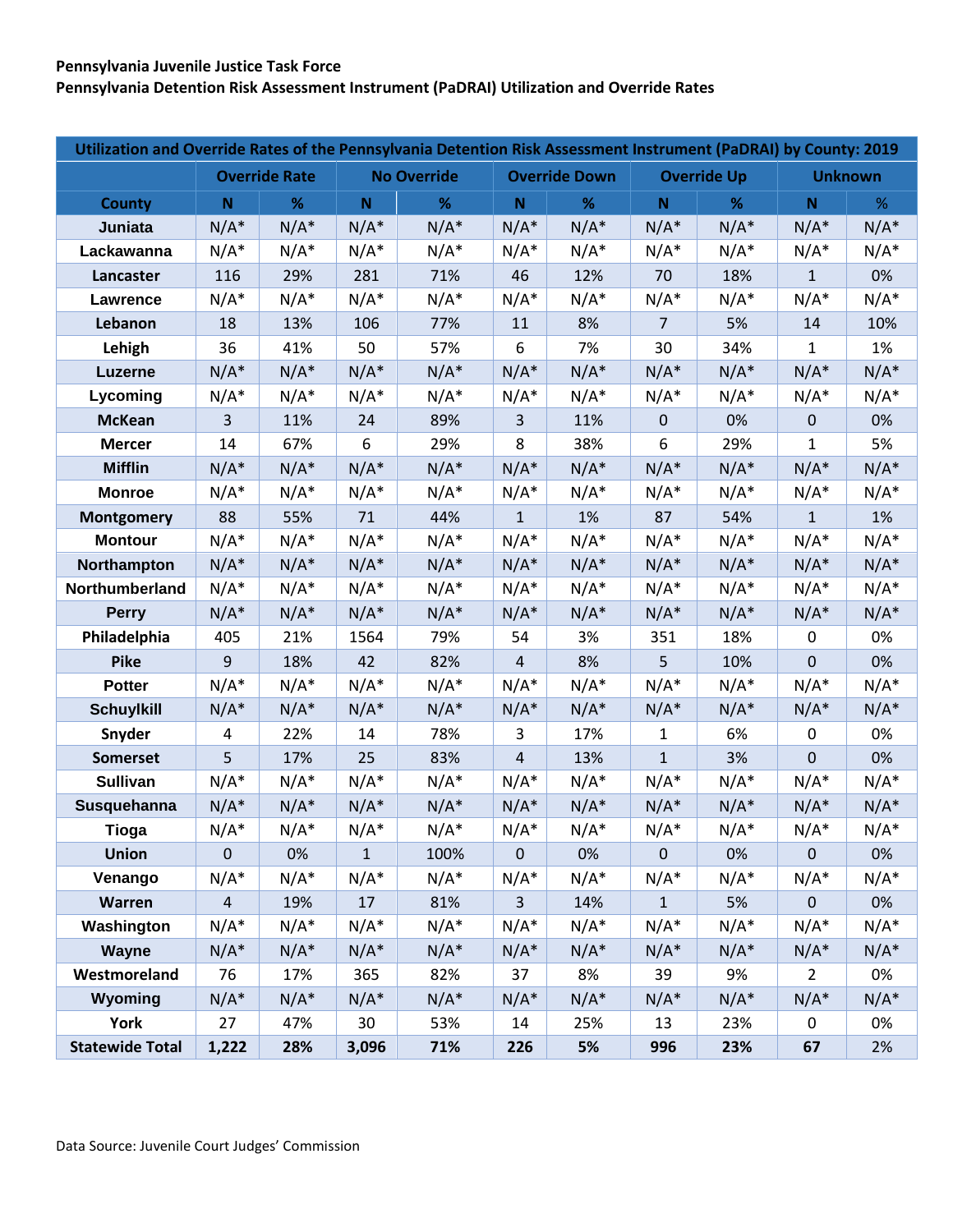**Pennsylvania Juvenile Justice Task Force**
**Pennsylvania Detention Risk Assessment Instrument (PaDRAI) Utilization and Override Rates**

| Utilization and Override Rates of the Pennsylvania Detention Risk Assessment Instrument (PaDRAI) by County: 2019 | | | | | | | | | | |
|---|---|---|---|---|---|---|---|---|---|---|
| | Override Rate | | No Override | | Override Down | | Override Up | | Unknown | |
| County | N | % | N | % | N | % | N | % | N | % |
| Juniata | N/A* | N/A* | N/A* | N/A* | N/A* | N/A* | N/A* | N/A* | N/A* | N/A* |
| Lackawanna | N/A* | N/A* | N/A* | N/A* | N/A* | N/A* | N/A* | N/A* | N/A* | N/A* |
| Lancaster | 116 | 29% | 281 | 71% | 46 | 12% | 70 | 18% | 1 | 0% |
| Lawrence | N/A* | N/A* | N/A* | N/A* | N/A* | N/A* | N/A* | N/A* | N/A* | N/A* |
| Lebanon | 18 | 13% | 106 | 77% | 11 | 8% | 7 | 5% | 14 | 10% |
| Lehigh | 36 | 41% | 50 | 57% | 6 | 7% | 30 | 34% | 1 | 1% |
| Luzerne | N/A* | N/A* | N/A* | N/A* | N/A* | N/A* | N/A* | N/A* | N/A* | N/A* |
| Lycoming | N/A* | N/A* | N/A* | N/A* | N/A* | N/A* | N/A* | N/A* | N/A* | N/A* |
| McKean | 3 | 11% | 24 | 89% | 3 | 11% | 0 | 0% | 0 | 0% |
| Mercer | 14 | 67% | 6 | 29% | 8 | 38% | 6 | 29% | 1 | 5% |
| Mifflin | N/A* | N/A* | N/A* | N/A* | N/A* | N/A* | N/A* | N/A* | N/A* | N/A* |
| Monroe | N/A* | N/A* | N/A* | N/A* | N/A* | N/A* | N/A* | N/A* | N/A* | N/A* |
| Montgomery | 88 | 55% | 71 | 44% | 1 | 1% | 87 | 54% | 1 | 1% |
| Montour | N/A* | N/A* | N/A* | N/A* | N/A* | N/A* | N/A* | N/A* | N/A* | N/A* |
| Northampton | N/A* | N/A* | N/A* | N/A* | N/A* | N/A* | N/A* | N/A* | N/A* | N/A* |
| Northumberland | N/A* | N/A* | N/A* | N/A* | N/A* | N/A* | N/A* | N/A* | N/A* | N/A* |
| Perry | N/A* | N/A* | N/A* | N/A* | N/A* | N/A* | N/A* | N/A* | N/A* | N/A* |
| Philadelphia | 405 | 21% | 1564 | 79% | 54 | 3% | 351 | 18% | 0 | 0% |
| Pike | 9 | 18% | 42 | 82% | 4 | 8% | 5 | 10% | 0 | 0% |
| Potter | N/A* | N/A* | N/A* | N/A* | N/A* | N/A* | N/A* | N/A* | N/A* | N/A* |
| Schuylkill | N/A* | N/A* | N/A* | N/A* | N/A* | N/A* | N/A* | N/A* | N/A* | N/A* |
| Snyder | 4 | 22% | 14 | 78% | 3 | 17% | 1 | 6% | 0 | 0% |
| Somerset | 5 | 17% | 25 | 83% | 4 | 13% | 1 | 3% | 0 | 0% |
| Sullivan | N/A* | N/A* | N/A* | N/A* | N/A* | N/A* | N/A* | N/A* | N/A* | N/A* |
| Susquehanna | N/A* | N/A* | N/A* | N/A* | N/A* | N/A* | N/A* | N/A* | N/A* | N/A* |
| Tioga | N/A* | N/A* | N/A* | N/A* | N/A* | N/A* | N/A* | N/A* | N/A* | N/A* |
| Union | 0 | 0% | 1 | 100% | 0 | 0% | 0 | 0% | 0 | 0% |
| Venango | N/A* | N/A* | N/A* | N/A* | N/A* | N/A* | N/A* | N/A* | N/A* | N/A* |
| Warren | 4 | 19% | 17 | 81% | 3 | 14% | 1 | 5% | 0 | 0% |
| Washington | N/A* | N/A* | N/A* | N/A* | N/A* | N/A* | N/A* | N/A* | N/A* | N/A* |
| Wayne | N/A* | N/A* | N/A* | N/A* | N/A* | N/A* | N/A* | N/A* | N/A* | N/A* |
| Westmoreland | 76 | 17% | 365 | 82% | 37 | 8% | 39 | 9% | 2 | 0% |
| Wyoming | N/A* | N/A* | N/A* | N/A* | N/A* | N/A* | N/A* | N/A* | N/A* | N/A* |
| York | 27 | 47% | 30 | 53% | 14 | 25% | 13 | 23% | 0 | 0% |
| **Statewide Total** | **1,222** | **28%** | **3,096** | **71%** | **226** | **5%** | **996** | **23%** | **67** | 2% |

Data Source: Juvenile Court Judges' Commission